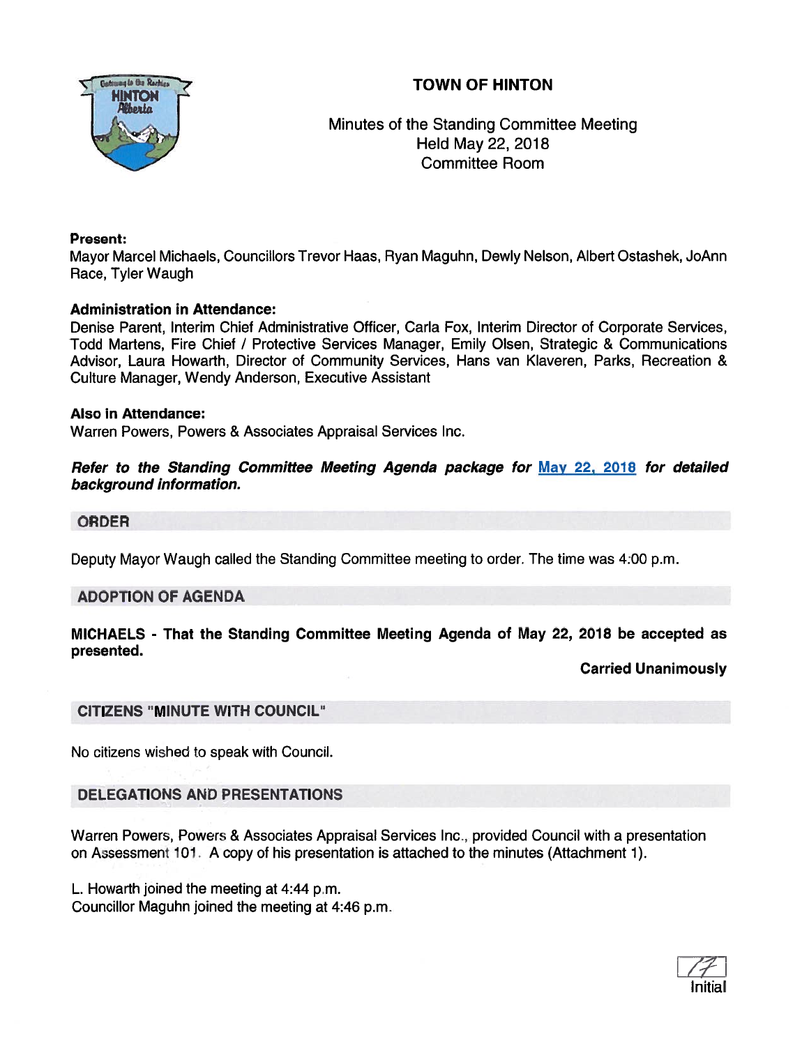# TOWN OF HINTON

Minutes of the Standing Committee Meeting
Held May 22, 2018
Committee Room

**Present:**
Mayor Marcel Michaels, Councillors Trevor Haas, Ryan Maguhn, Dewly Nelson, Albert Ostashek, JoAnn Race, Tyler Waugh

**Administration in Attendance:**
Denise Parent, Interim Chief Administrative Officer, Carla Fox, Interim Director of Corporate Services, Todd Martens, Fire Chief / Protective Services Manager, Emily Olsen, Strategic & Communications Advisor, Laura Howarth, Director of Community Services, Hans van Klaveren, Parks, Recreation & Culture Manager, Wendy Anderson, Executive Assistant

**Also in Attendance:**
Warren Powers, Powers & Associates Appraisal Services Inc.

***Refer to the Standing Committee Meeting Agenda package for May 22, 2018 for detailed background information.***

## ORDER

Deputy Mayor Waugh called the Standing Committee meeting to order. The time was 4:00 p.m.

## ADOPTION OF AGENDA

**MICHAELS - That the Standing Committee Meeting Agenda of May 22, 2018 be accepted as presented.**

**Carried Unanimously**

## CITIZENS "MINUTE WITH COUNCIL"

No citizens wished to speak with Council.

## DELEGATIONS AND PRESENTATIONS

Warren Powers, Powers & Associates Appraisal Services Inc., provided Council with a presentation on Assessment 101. A copy of his presentation is attached to the minutes (Attachment 1).

L. Howarth joined the meeting at 4:44 p.m.
Councillor Maguhn joined the meeting at 4:46 p.m.

Initial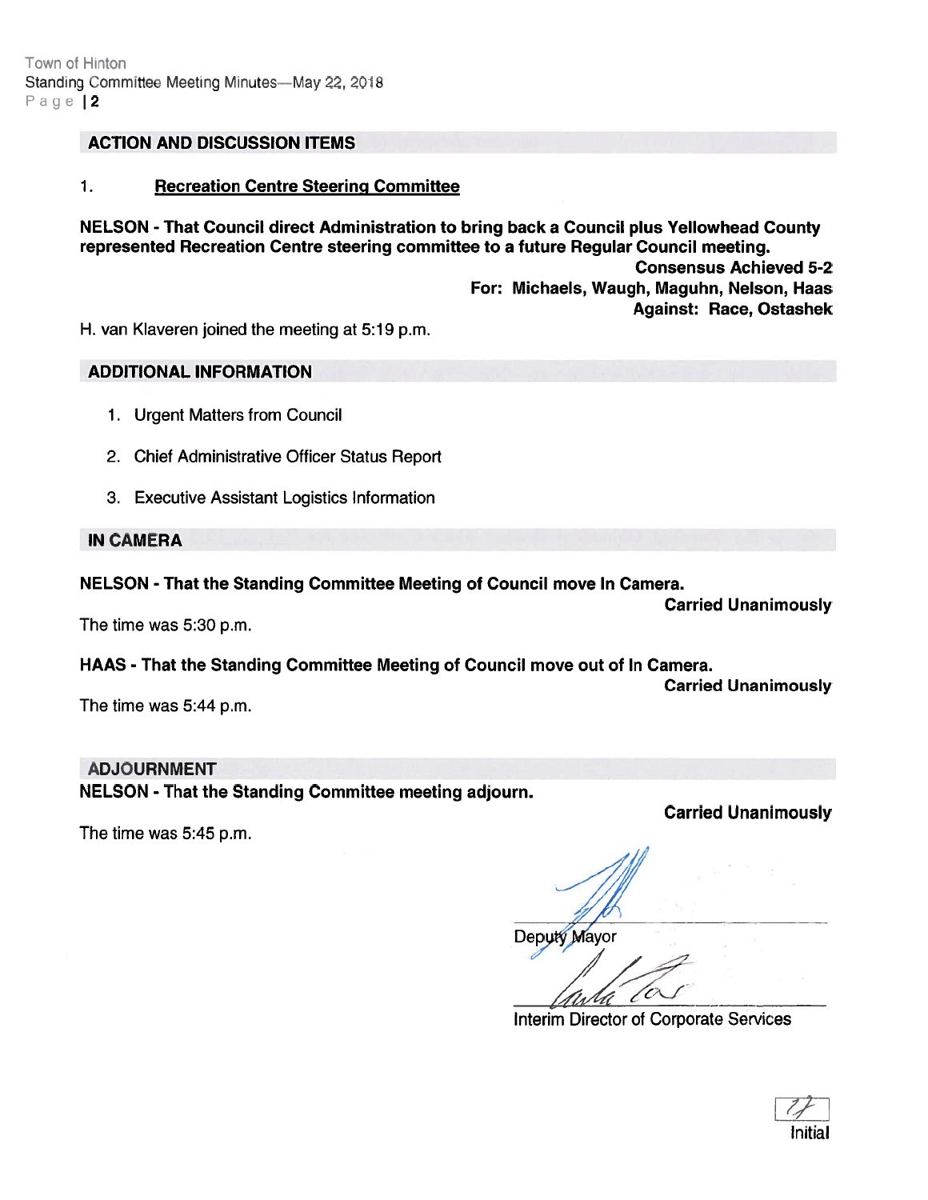## ACTION AND DISCUSSION ITEMS

1. **Recreation Centre Steering Committee**

**NELSON - That Council direct Administration to bring back a Council plus Yellowhead County represented Recreation Centre steering committee to a future Regular Council meeting.**

**Consensus Achieved 5-2**
**For: Michaels, Waugh, Maguhn, Nelson, Haas**
**Against: Race, Ostashek**

H. van Klaveren joined the meeting at 5:19 p.m.

## ADDITIONAL INFORMATION

1. Urgent Matters from Council
2. Chief Administrative Officer Status Report
3. Executive Assistant Logistics Information

## IN CAMERA

**NELSON - That the Standing Committee Meeting of Council move In Camera.**

**Carried Unanimously**

The time was 5:30 p.m.

**HAAS - That the Standing Committee Meeting of Council move out of In Camera.**

**Carried Unanimously**

The time was 5:44 p.m.

## ADJOURNMENT

**NELSON - That the Standing Committee meeting adjourn.**

**Carried Unanimously**

The time was 5:45 p.m.

Deputy Mayor

Interim Director of Corporate Services

Initial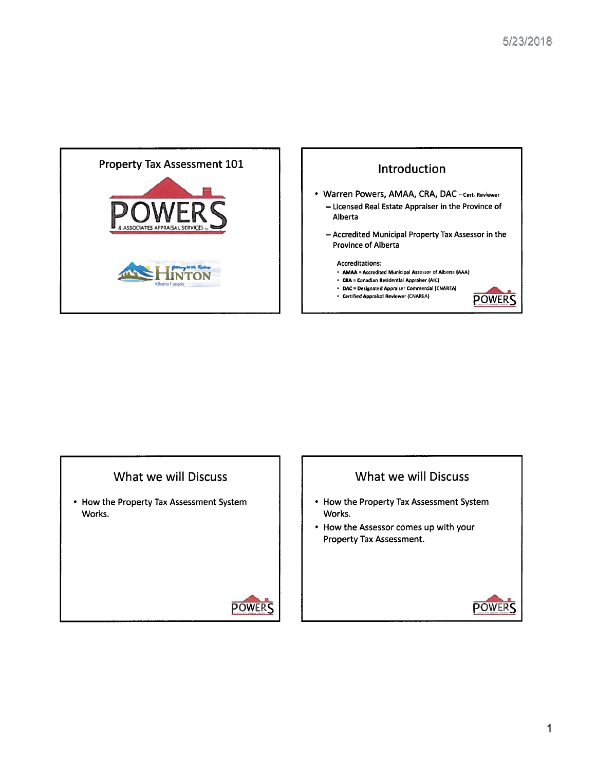## Property Tax Assessment 101

POWERS & ASSOCIATES APPRAISAL SERVICES

HINTON Alberta Canada

## Introduction

- Warren Powers, AMAA, CRA, DAC – Cert. Reviewer
  - Licensed Real Estate Appraiser in the Province of Alberta
  - Accredited Municipal Property Tax Assessor in the Province of Alberta

Accreditations:

- AMAA = Accredited Municipal Assessor of Alberta (AAA)
- CRA = Canadian Residential Appraiser (AIC)
- DAC = Designated Appraiser Commercial (CNAREA)
- Certified Appraisal Reviewer (CNAREA)

## What we will Discuss

- How the Property Tax Assessment System Works.

## What we will Discuss

- How the Property Tax Assessment System Works.
- How the Assessor comes up with your Property Tax Assessment.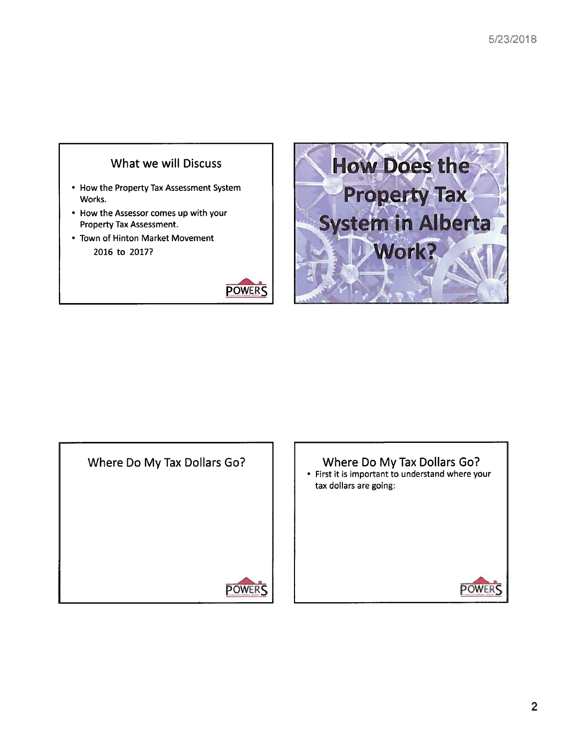## What we will Discuss

- How the Property Tax Assessment System Works.
- How the Assessor comes up with your Property Tax Assessment.
- Town of Hinton Market Movement
  2016 to 2017?

POWERS

## How Does the Property Tax System in Alberta Work?

## Where Do My Tax Dollars Go?

POWERS

## Where Do My Tax Dollars Go?

- First it is important to understand where your tax dollars are going:

POWERS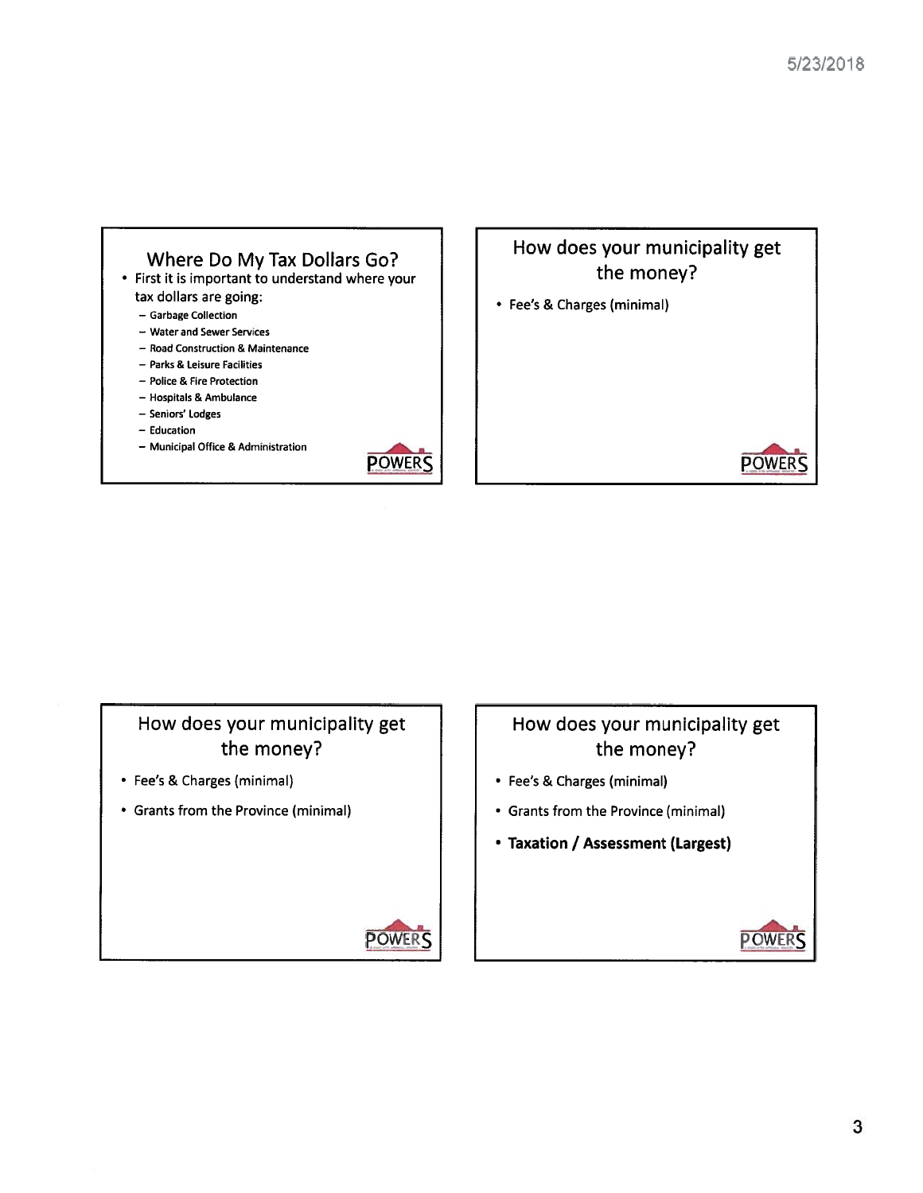## Where Do My Tax Dollars Go?

- First it is important to understand where your tax dollars are going:
  - Garbage Collection
  - Water and Sewer Services
  - Road Construction & Maintenance
  - Parks & Leisure Facilities
  - Police & Fire Protection
  - Hospitals & Ambulance
  - Seniors' Lodges
  - Education
  - Municipal Office & Administration

## How does your municipality get the money?

- Fee's & Charges (minimal)

## How does your municipality get the money?

- Fee's & Charges (minimal)
- Grants from the Province (minimal)

## How does your municipality get the money?

- Fee's & Charges (minimal)
- Grants from the Province (minimal)
- **Taxation / Assessment (Largest)**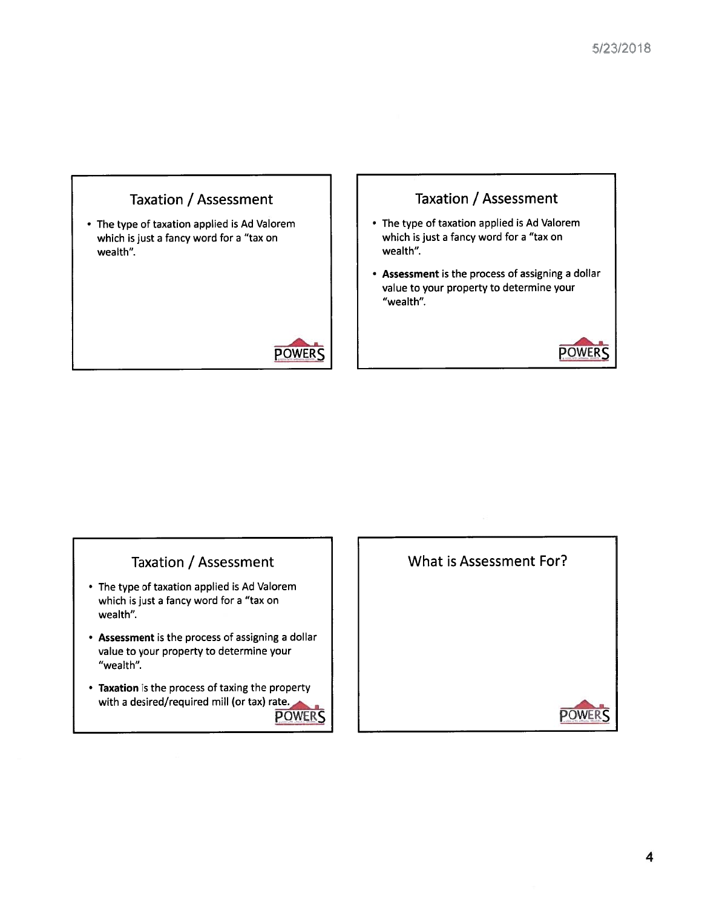## Taxation / Assessment

- The type of taxation applied is Ad Valorem which is just a fancy word for a "tax on wealth".

POWERS

## Taxation / Assessment

- The type of taxation applied is Ad Valorem which is just a fancy word for a "tax on wealth".
- **Assessment** is the process of assigning a dollar value to your property to determine your "wealth".

POWERS

## Taxation / Assessment

- The type of taxation applied is Ad Valorem which is just a fancy word for a "tax on wealth".
- **Assessment** is the process of assigning a dollar value to your property to determine your "wealth".
- **Taxation** is the process of taxing the property with a desired/required mill (or tax) rate.

POWERS

## What is Assessment For?

POWERS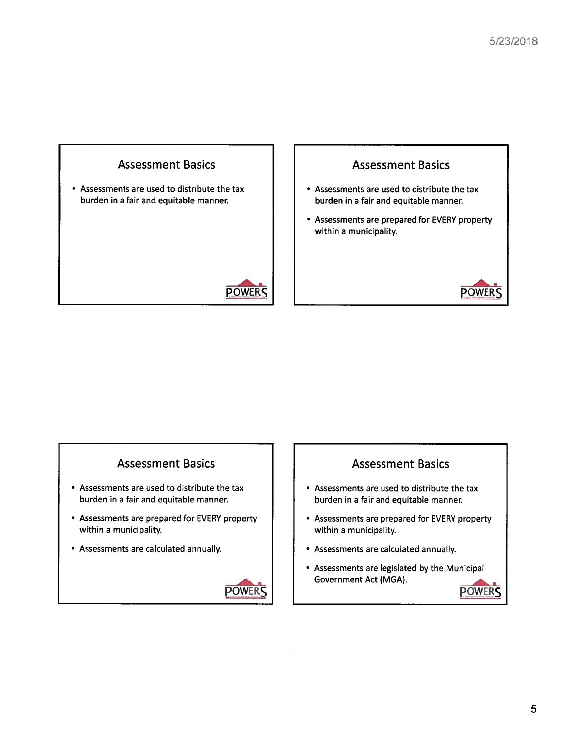## Assessment Basics

- Assessments are used to distribute the tax burden in a fair and equitable manner.

POWERS

## Assessment Basics

- Assessments are used to distribute the tax burden in a fair and equitable manner.
- Assessments are prepared for EVERY property within a municipality.

POWERS

## Assessment Basics

- Assessments are used to distribute the tax burden in a fair and equitable manner.
- Assessments are prepared for EVERY property within a municipality.
- Assessments are calculated annually.

POWERS

## Assessment Basics

- Assessments are used to distribute the tax burden in a fair and equitable manner.
- Assessments are prepared for EVERY property within a municipality.
- Assessments are calculated annually.
- Assessments are legislated by the Municipal Government Act (MGA).

POWERS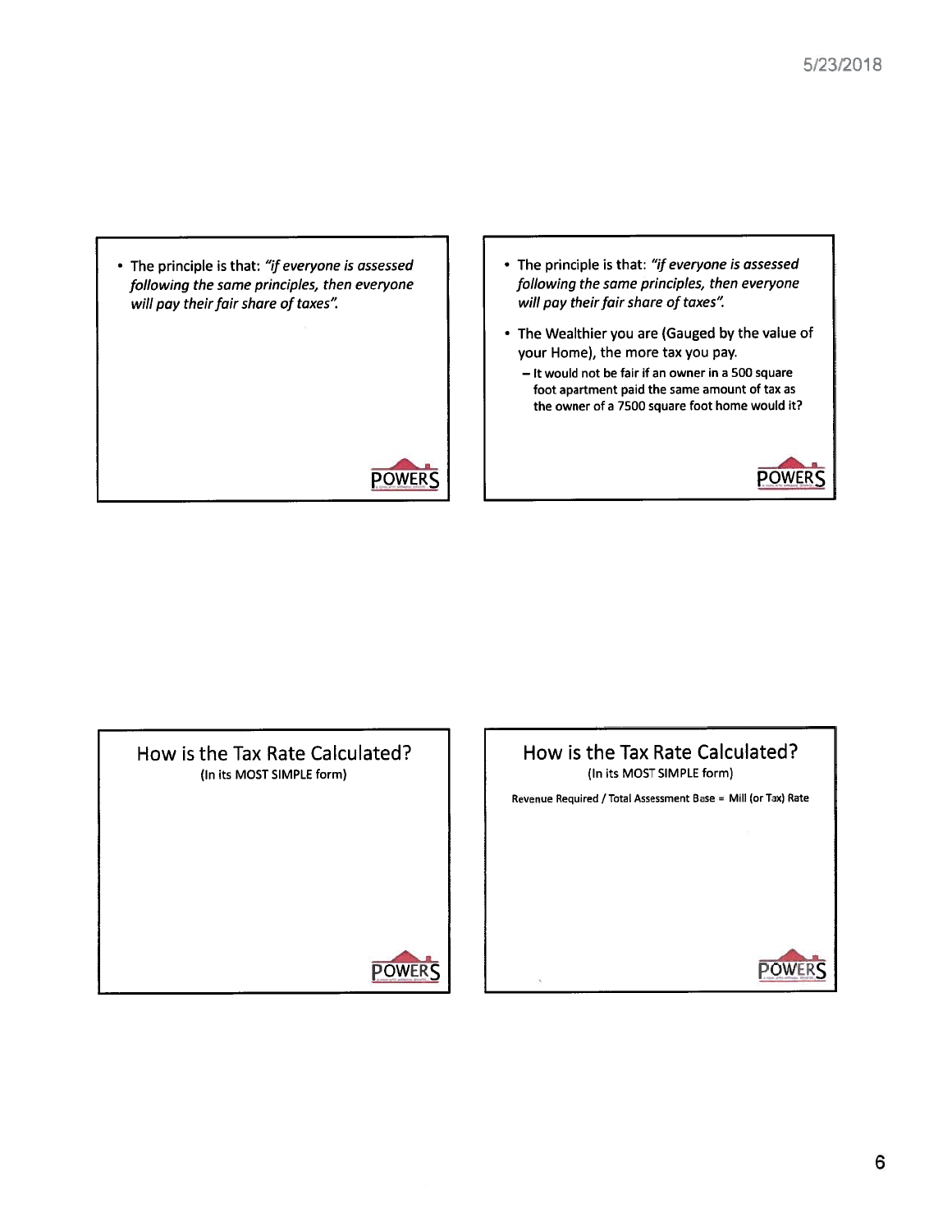- The principle is that: *"if everyone is assessed following the same principles, then everyone will pay their fair share of taxes".*

POWERS

---

- The principle is that: *"if everyone is assessed following the same principles, then everyone will pay their fair share of taxes".*
- The Wealthier you are (Gauged by the value of your Home), the more tax you pay.
  - It would not be fair if an owner in a 500 square foot apartment paid the same amount of tax as the owner of a 7500 square foot home would it?

POWERS

---

## How is the Tax Rate Calculated?

(In its MOST SIMPLE form)

POWERS

---

## How is the Tax Rate Calculated?

(In its MOST SIMPLE form)

Revenue Required / Total Assessment Base = Mill (or Tax) Rate

POWERS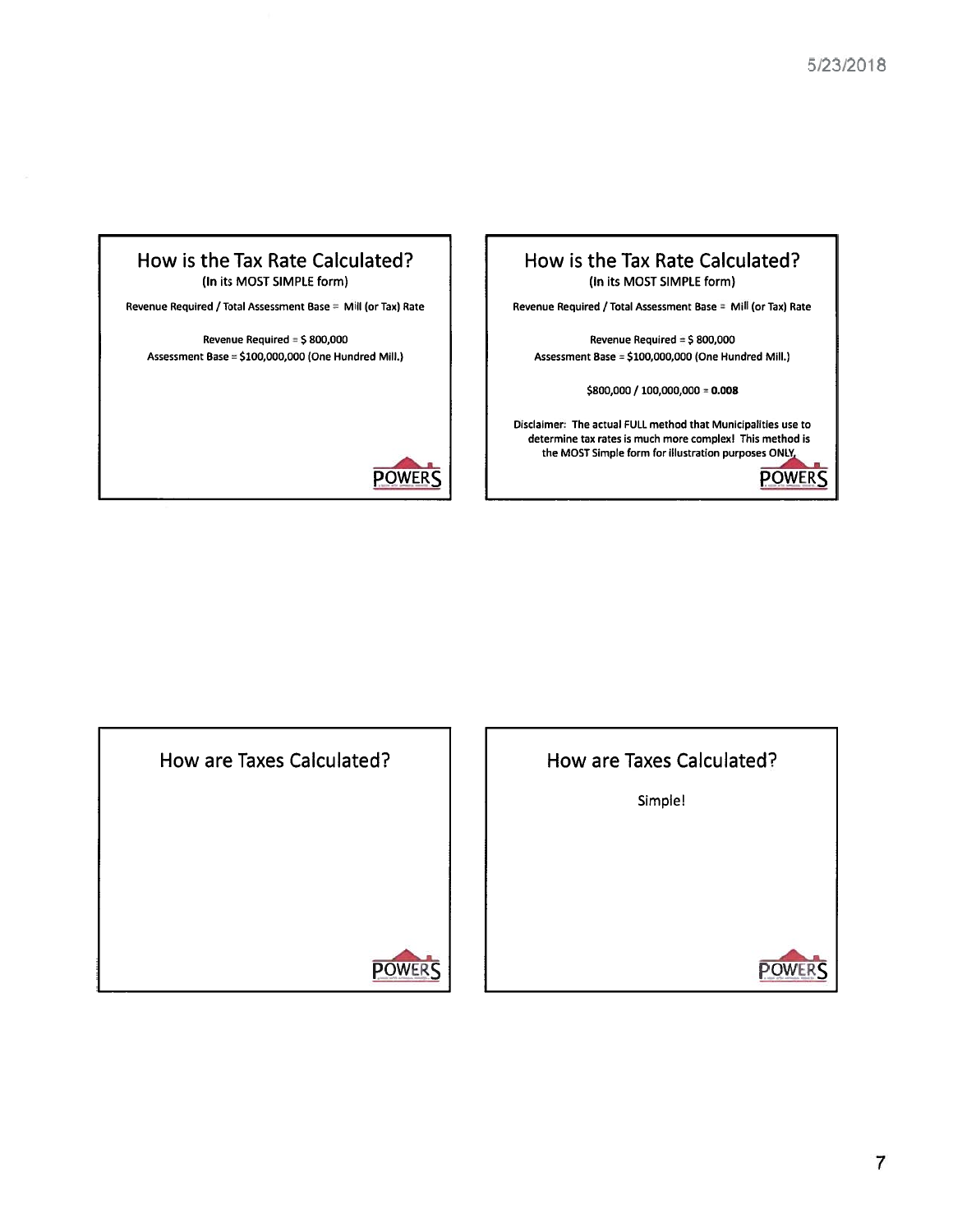## How is the Tax Rate Calculated?

**(In its MOST SIMPLE form)**

**Revenue Required / Total Assessment Base = Mill (or Tax) Rate**

**Revenue Required = $ 800,000**

**Assessment Base = $100,000,000 (One Hundred Mill.)**

## How is the Tax Rate Calculated?

**(In its MOST SIMPLE form)**

**Revenue Required / Total Assessment Base = Mill (or Tax) Rate**

**Revenue Required = $ 800,000**

**Assessment Base = $100,000,000 (One Hundred Mill.)**

**$800,000 / 100,000,000 = 0.008**

**Disclaimer: The actual FULL method that Municipalities use to determine tax rates is much more complex! This method is the MOST Simple form for illustration purposes ONLY.**

## How are Taxes Calculated?

## How are Taxes Calculated?

Simple!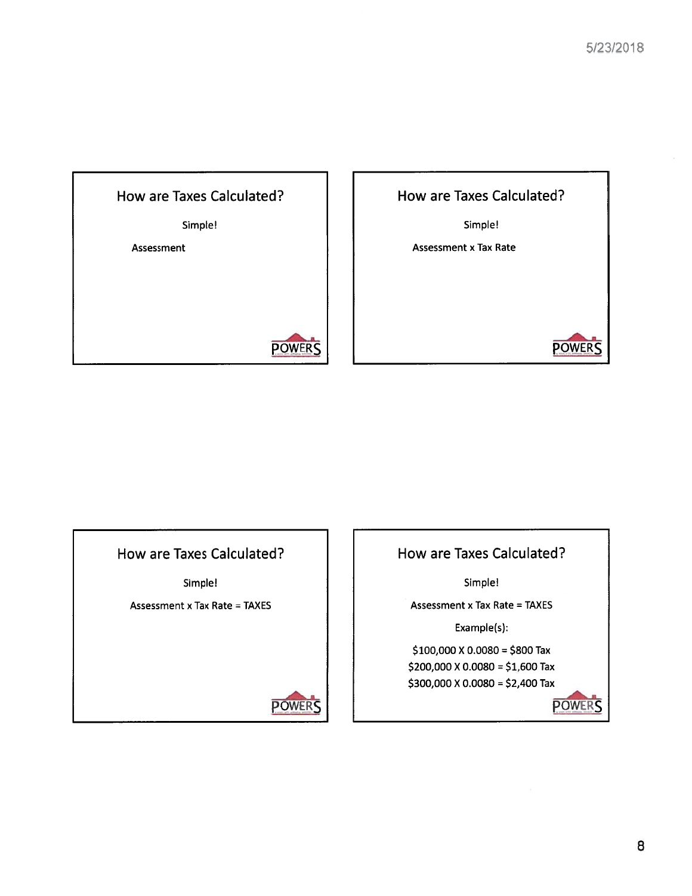## How are Taxes Calculated?

Simple!

Assessment

## How are Taxes Calculated?

Simple!

Assessment x Tax Rate

## How are Taxes Calculated?

Simple!

Assessment x Tax Rate = TAXES

## How are Taxes Calculated?

Simple!

Assessment x Tax Rate = TAXES

Example(s):

$100,000 X 0.0080 = $800 Tax
$200,000 X 0.0080 = $1,600 Tax
$300,000 X 0.0080 = $2,400 Tax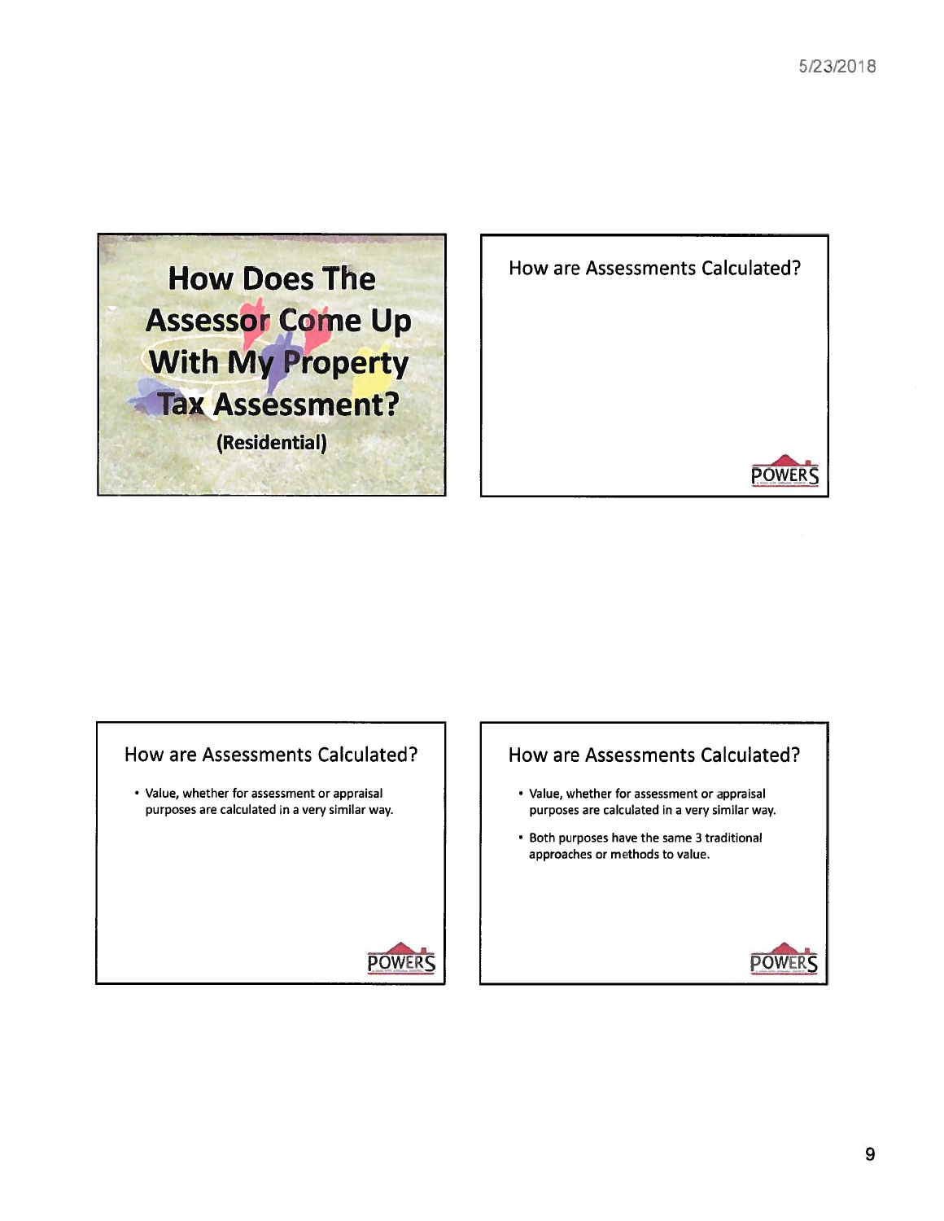## How Does The Assessor Come Up With My Property Tax Assessment?

**(Residential)**

## How are Assessments Calculated?

POWERS

## How are Assessments Calculated?

- Value, whether for assessment or appraisal purposes are calculated in a very similar way.

POWERS

## How are Assessments Calculated?

- Value, whether for assessment or appraisal purposes are calculated in a very similar way.
- Both purposes have the same 3 traditional approaches or methods to value.

POWERS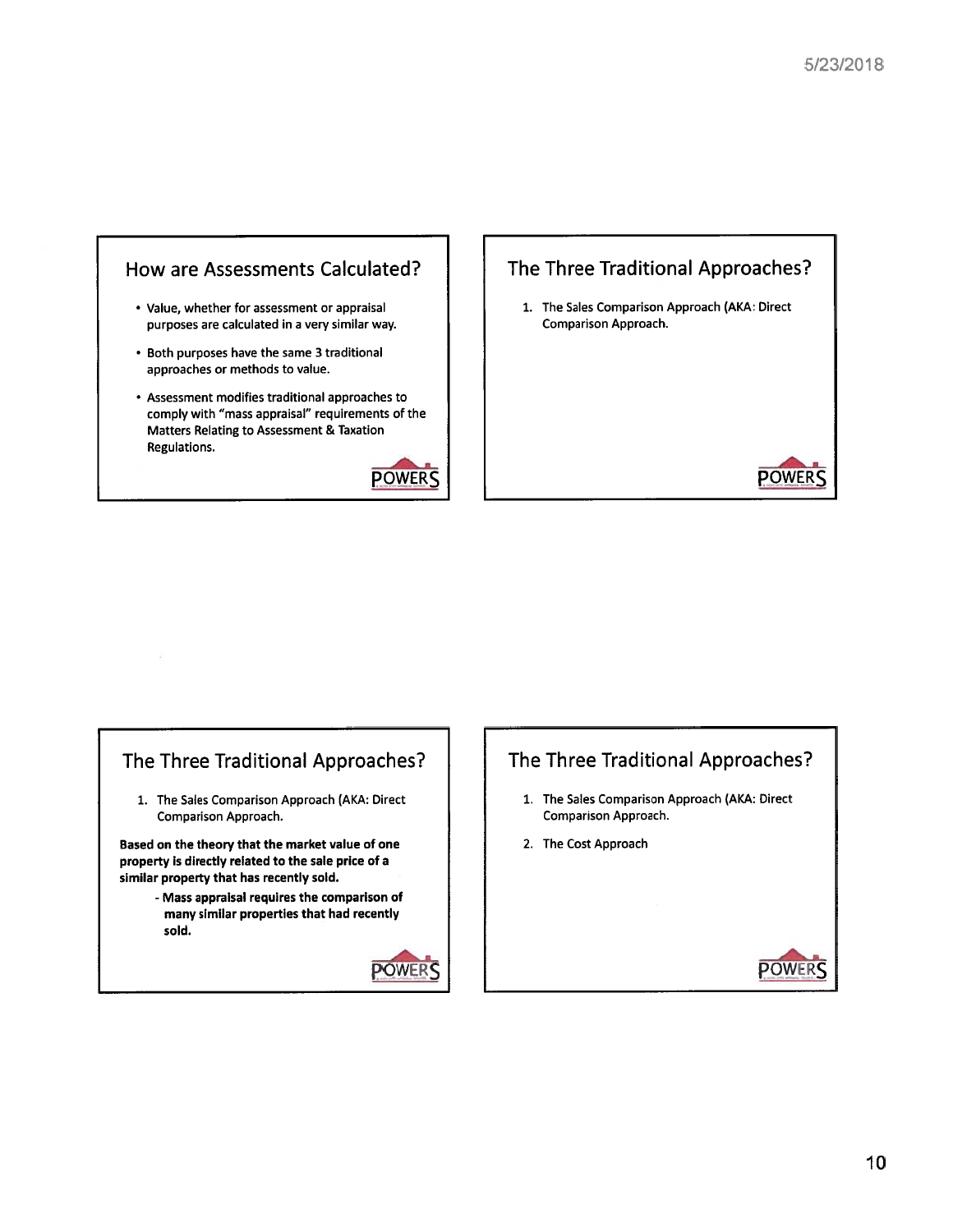## How are Assessments Calculated?

- Value, whether for assessment or appraisal purposes are calculated in a very similar way.
- Both purposes have the same 3 traditional approaches or methods to value.
- Assessment modifies traditional approaches to comply with "mass appraisal" requirements of the Matters Relating to Assessment & Taxation Regulations.

## The Three Traditional Approaches?

1. The Sales Comparison Approach (AKA: Direct Comparison Approach.

## The Three Traditional Approaches?

1. The Sales Comparison Approach (AKA: Direct Comparison Approach.

**Based on the theory that the market value of one property is directly related to the sale price of a similar property that has recently sold.**

- **Mass appraisal requires the comparison of many similar properties that had recently sold.**

## The Three Traditional Approaches?

1. The Sales Comparison Approach (AKA: Direct Comparison Approach.
2. The Cost Approach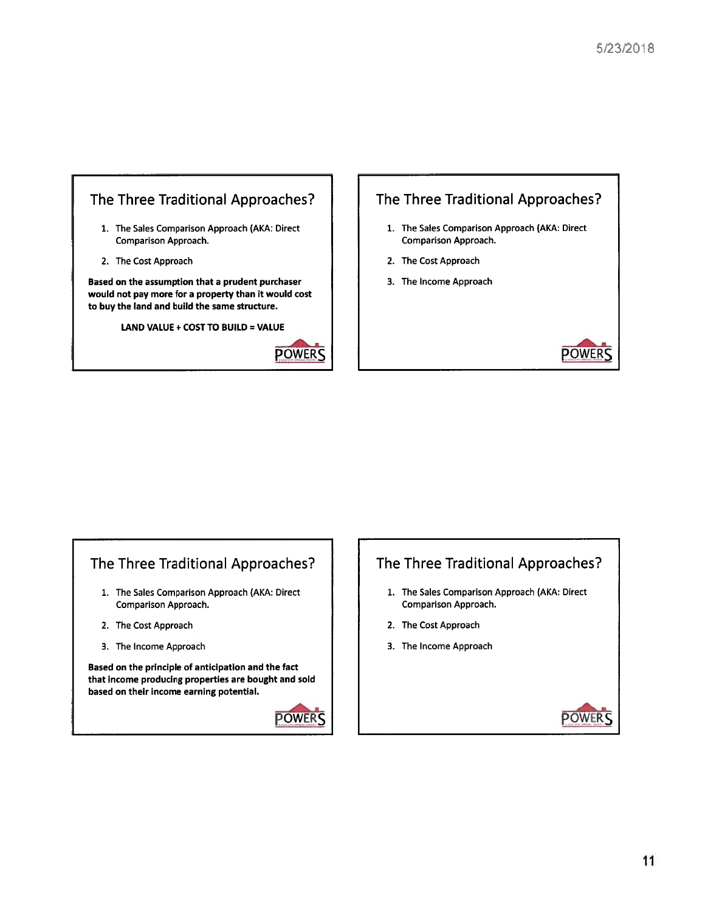## The Three Traditional Approaches?

1. The Sales Comparison Approach (AKA: Direct Comparison Approach.
2. The Cost Approach

**Based on the assumption that a prudent purchaser would not pay more for a property than it would cost to buy the land and build the same structure.**

**LAND VALUE + COST TO BUILD = VALUE**

POWERS

## The Three Traditional Approaches?

1. The Sales Comparison Approach (AKA: Direct Comparison Approach.
2. The Cost Approach
3. The Income Approach

POWERS

## The Three Traditional Approaches?

1. The Sales Comparison Approach (AKA: Direct Comparison Approach.
2. The Cost Approach
3. The Income Approach

**Based on the principle of anticipation and the fact that income producing properties are bought and sold based on their income earning potential.**

POWERS

## The Three Traditional Approaches?

1. The Sales Comparison Approach (AKA: Direct Comparison Approach.
2. The Cost Approach
3. The Income Approach

POWERS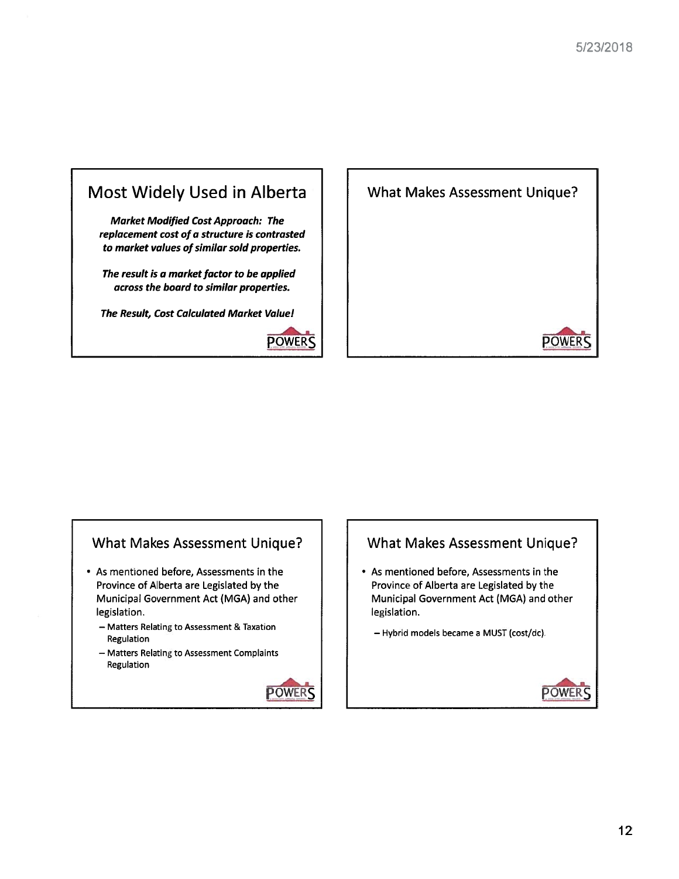## Most Widely Used in Alberta

***Market Modified Cost Approach: The replacement cost of a structure is contrasted to market values of similar sold properties.***

***The result is a market factor to be applied across the board to similar properties.***

***The Result, Cost Calculated Market Value!***

## What Makes Assessment Unique?

## What Makes Assessment Unique?

- As mentioned before, Assessments in the Province of Alberta are Legislated by the Municipal Government Act (MGA) and other legislation.
  - Matters Relating to Assessment & Taxation Regulation
  - Matters Relating to Assessment Complaints Regulation

## What Makes Assessment Unique?

- As mentioned before, Assessments in the Province of Alberta are Legislated by the Municipal Government Act (MGA) and other legislation.
  - Hybrid models became a MUST (cost/dc).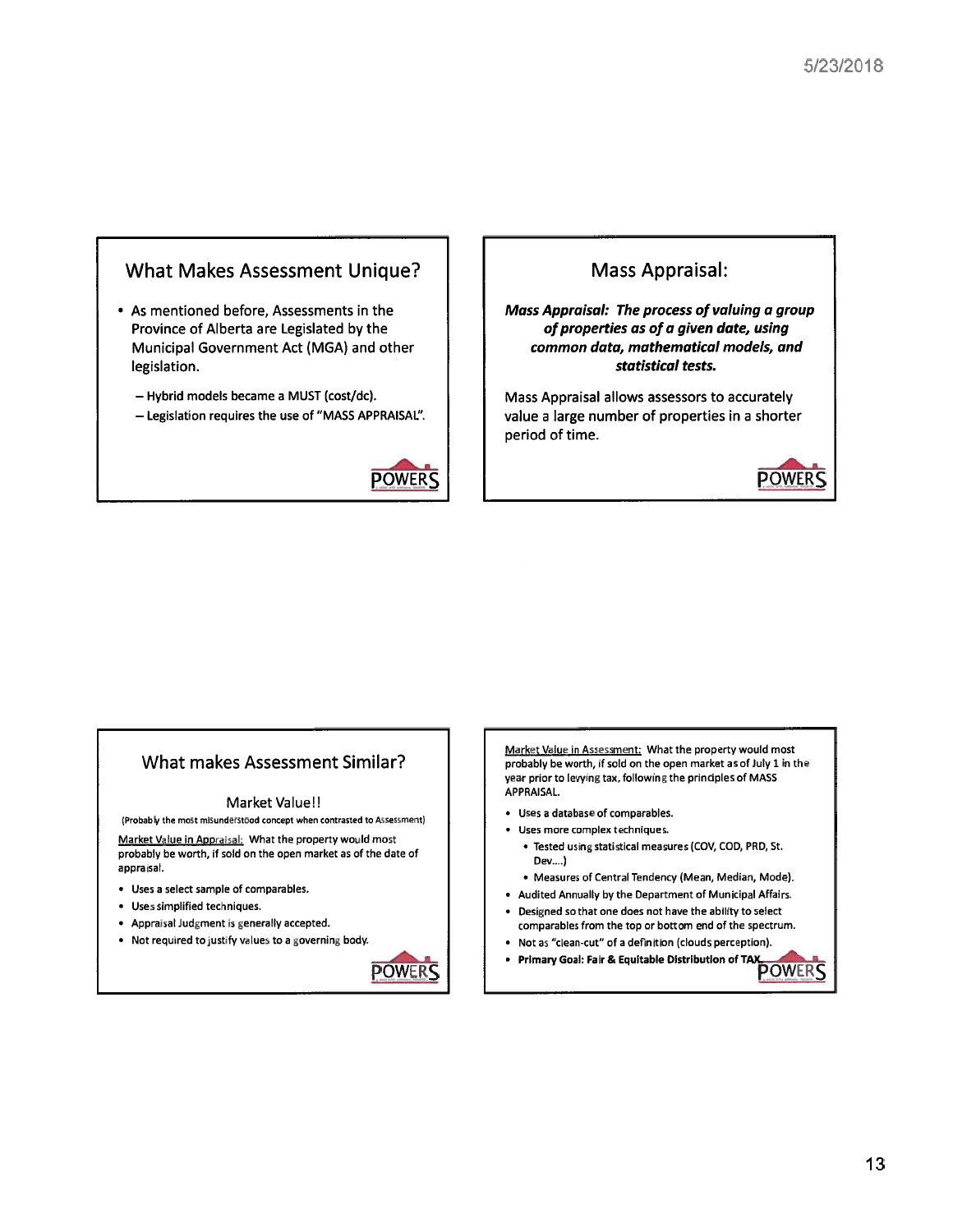## What Makes Assessment Unique?

- As mentioned before, Assessments in the Province of Alberta are Legislated by the Municipal Government Act (MGA) and other legislation.
  - Hybrid models became a MUST (cost/dc).
  - Legislation requires the use of "MASS APPRAISAL".

## Mass Appraisal:

***Mass Appraisal: The process of valuing a group of properties as of a given date, using common data, mathematical models, and statistical tests.***

Mass Appraisal allows assessors to accurately value a large number of properties in a shorter period of time.

## What makes Assessment Similar?

### Market Value!!

(Probably the most misunderstood concept when contrasted to Assessment)

Market Value in Appraisal: What the property would most probably be worth, if sold on the open market as of the date of appraisal.

- Uses a select sample of comparables.
- Uses simplified techniques.
- Appraisal Judgment is generally accepted.
- Not required to justify values to a governing body.

Market Value in Assessment: What the property would most probably be worth, if sold on the open market as of July 1 in the year prior to levying tax, following the principles of MASS APPRAISAL.

- Uses a database of comparables.
- Uses more complex techniques.
  - Tested using statistical measures (COV, COD, PRD, St. Dev....)
  - Measures of Central Tendency (Mean, Median, Mode).
- Audited Annually by the Department of Municipal Affairs.
- Designed so that one does not have the ability to select comparables from the top or bottom end of the spectrum.
- Not as "clean-cut" of a definition (clouds perception).
- **Primary Goal: Fair & Equitable Distribution of TAX**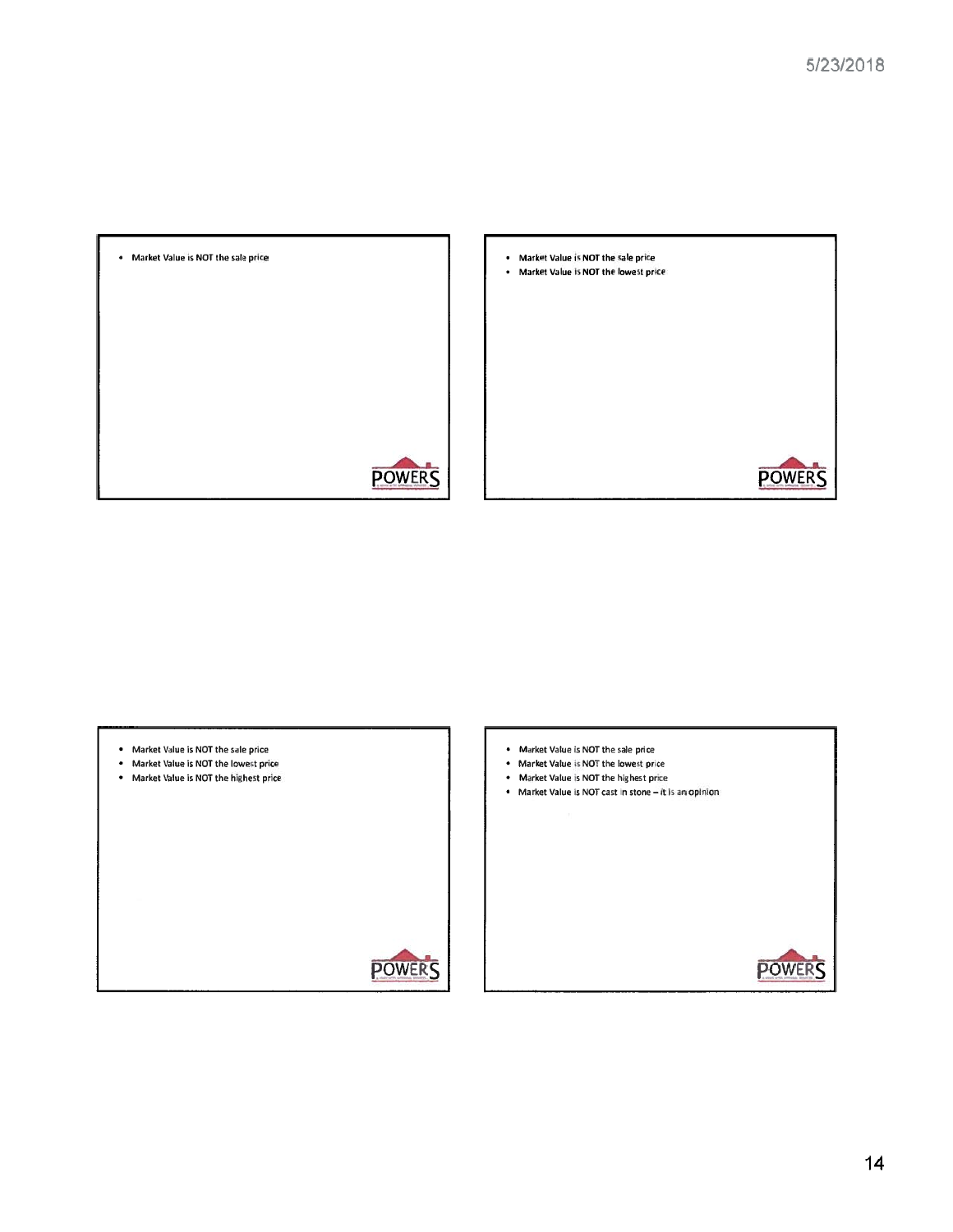- Market Value is NOT the sale price

- Market Value is NOT the sale price
- Market Value is NOT the lowest price

- Market Value is NOT the sale price
- Market Value is NOT the lowest price
- Market Value is NOT the highest price

- Market Value is NOT the sale price
- Market Value is NOT the lowest price
- Market Value is NOT the highest price
- Market Value is NOT cast in stone – it is an opinion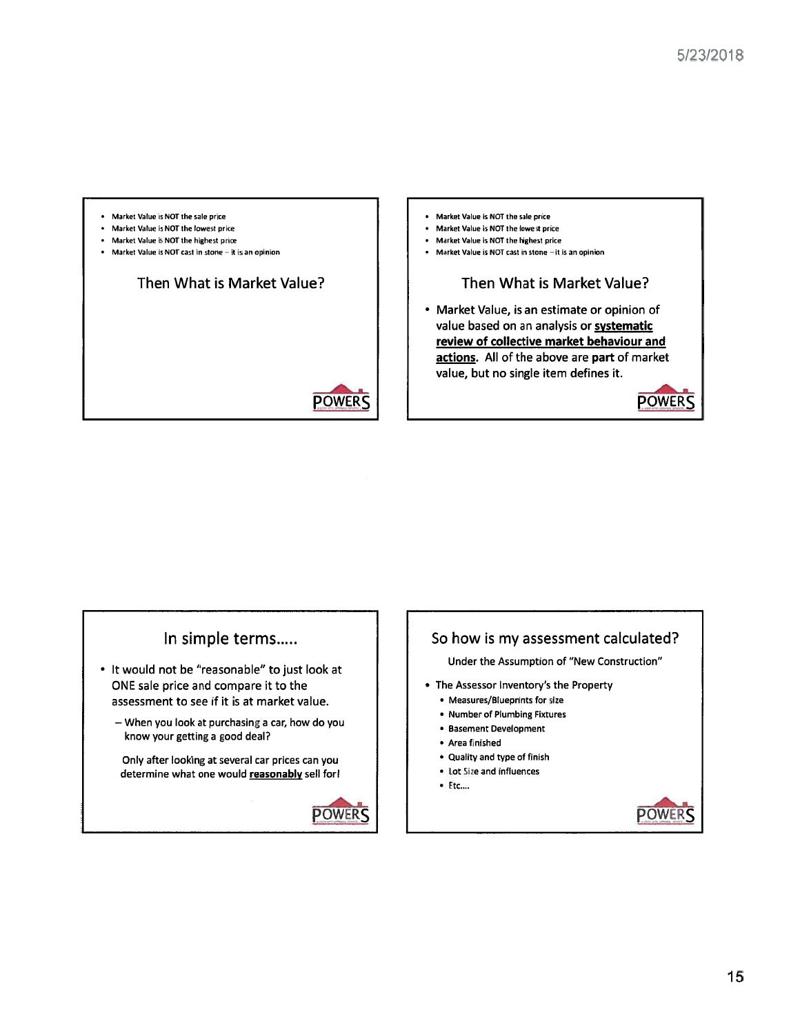- Market Value is NOT the sale price
- Market Value is NOT the lowest price
- Market Value is NOT the highest price
- Market Value is NOT cast in stone – it is an opinion

## Then What is Market Value?

- Market Value is NOT the sale price
- Market Value is NOT the lowest price
- Market Value is NOT the highest price
- Market Value is NOT cast in stone – it is an opinion

## Then What is Market Value?

- Market Value, is an estimate or opinion of value based on an analysis or **systematic review of collective market behaviour and actions**. All of the above are **part** of market value, but no single item defines it.

## In simple terms.....

- It would not be "reasonable" to just look at ONE sale price and compare it to the assessment to see if it is at market value.
  - When you look at purchasing a car, how do you know your getting a good deal?

Only after looking at several car prices can you determine what one would **reasonably** sell for!

## So how is my assessment calculated?

Under the Assumption of "New Construction"

- The Assessor Inventory's the Property
  - Measures/Blueprints for size
  - Number of Plumbing Fixtures
  - Basement Development
  - Area finished
  - Quality and type of finish
  - Lot Size and influences
  - Etc....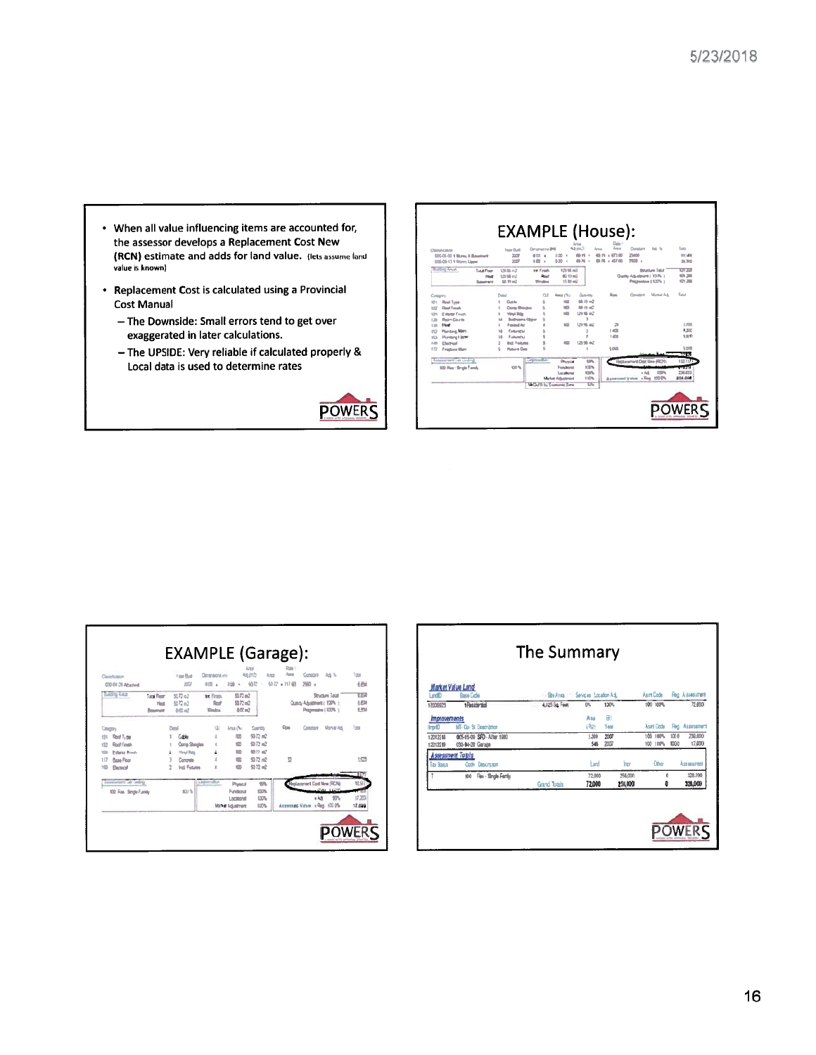- When all value influencing items are accounted for, the assessor develops a Replacement Cost New (RCN) estimate and adds for land value. (lets assume land value is known)
- Replacement Cost is calculated using a Provincial Cost Manual
  - The Downside: Small errors tend to get over exaggerated in later calculations.
  - The UPSIDE: Very reliable if calculated properly & Local data is used to determine rates

## EXAMPLE (House):

## EXAMPLE (Garage):

## The Summary

**Market Value Land**

| LandID | Base Code | Site Area | Services | Location Adj | Asmt Code | Reg | Assessment |
|---|---|---|---|---|---|---|---|
| 12006923 | Residential | 4,025 Sq. Feet | 0% | 100% | 100 | 100% | 72,000 |

**Improvements**

| ImprID | MT- Oc- St Description | Area (ft2) | Eff Year | Asmt Code | Reg | | Assessment |
|---|---|---|---|---|---|---|---|
| 1201218 | 005-05-09 SFD - After 1986 | 1,389 | 2007 | 100 | 100% | 100.0 | 238,000 |
| 1201219 | 030-04-28 Garage | 546 | 2007 | 100 | 100% | 100.0 | 17,000 |

**Assessment Totals**

| Tax Status | Code | Description | Land | Impr | Other | Assessment |
|---|---|---|---|---|---|---|
| T | 100 | Res - Single Family | 72,000 | 256,000 | 0 | 328,000 |
| | | Grand Totals | 72,000 | 256,000 | 0 | 328,000 |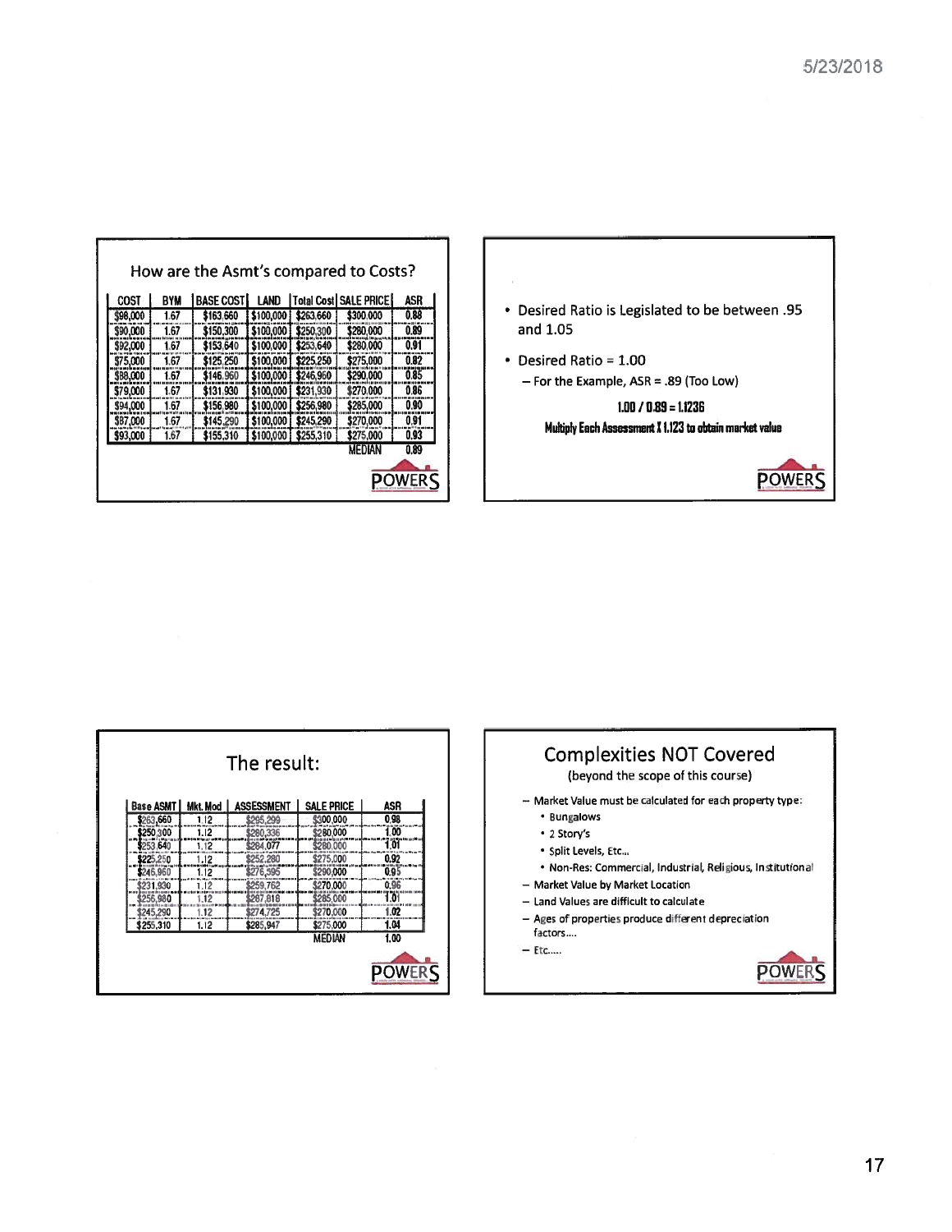## How are the Asmt's compared to Costs?

| COST | BYM | BASE COST | LAND | Total Cost | SALE PRICE | ASR |
|---|---|---|---|---|---|---|
| $98,000 | 1.67 | $163,660 | $100,000 | $263,660 | $300,000 | 0.88 |
| $90,000 | 1.67 | $150,300 | $100,000 | $250,300 | $280,000 | 0.89 |
| $92,000 | 1.67 | $153,640 | $100,000 | $253,640 | $280,000 | 0.91 |
| $75,000 | 1.67 | $125,250 | $100,000 | $225,250 | $275,000 | 0.82 |
| $88,000 | 1.67 | $146,960 | $100,000 | $246,960 | $290,000 | 0.85 |
| $79,000 | 1.67 | $131,930 | $100,000 | $231,930 | $270,000 | 0.86 |
| $94,000 | 1.67 | $156,980 | $100,000 | $256,980 | $285,000 | 0.90 |
| $87,000 | 1.67 | $145,290 | $100,000 | $245,290 | $270,000 | 0.91 |
| $93,000 | 1.67 | $155,310 | $100,000 | $255,310 | $275,000 | 0.93 |
| | | | | | MEDIAN | 0.89 |

- Desired Ratio is Legislated to be between .95 and 1.05
- Desired Ratio = 1.00
  - For the Example, ASR = .89 (Too Low)

**1.00 / 0.89 = 1.1236**

**Multiply Each Assessment X 1.123 to obtain market value**

## The result:

| Base ASMT | Mkt. Mod | ASSESSMENT | SALE PRICE | ASR |
|---|---|---|---|---|
| $263,660 | 1.12 | $295,299 | $300,000 | 0.98 |
| $250,300 | 1.12 | $280,336 | $280,000 | 1.00 |
| $253,640 | 1.12 | $284,077 | $280,000 | 1.01 |
| $225,250 | 1.12 | $252,280 | $275,000 | 0.92 |
| $246,960 | 1.12 | $276,595 | $290,000 | 0.95 |
| $231,930 | 1.12 | $259,762 | $270,000 | 0.96 |
| $256,980 | 1.12 | $287,818 | $285,000 | 1.01 |
| $245,290 | 1.12 | $274,725 | $270,000 | 1.02 |
| $255,310 | 1.12 | $285,947 | $275,000 | 1.04 |
| | | | MEDIAN | 1.00 |

## Complexities NOT Covered

(beyond the scope of this course)

- Market Value must be calculated for each property type:
  - Bungalows
  - 2 Story's
  - Split Levels, Etc...
  - Non-Res: Commercial, Industrial, Religious, Institutional
- Market Value by Market Location
- Land Values are difficult to calculate
- Ages of properties produce different depreciation factors....
- Etc.....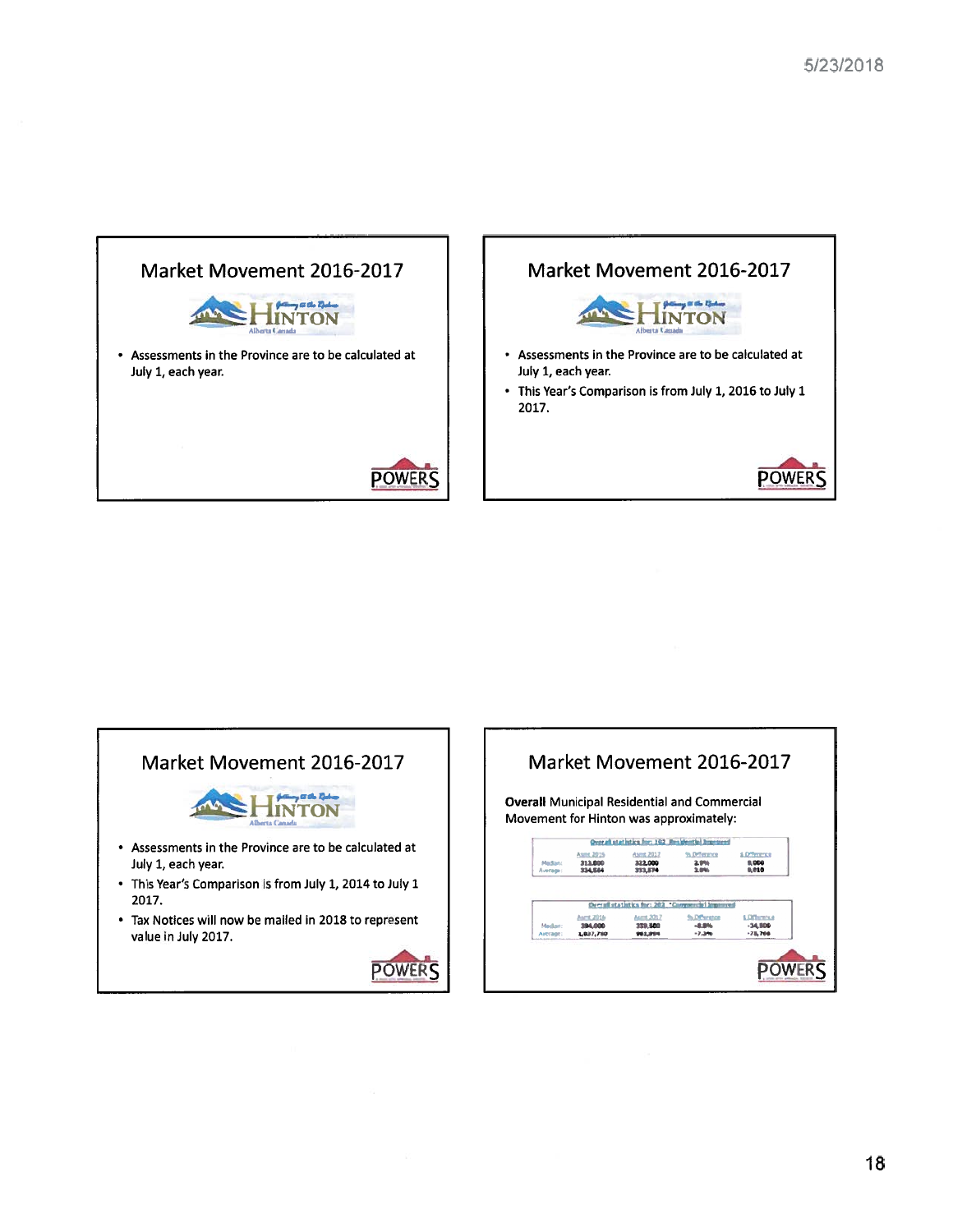## Market Movement 2016-2017

- Assessments in the Province are to be calculated at July 1, each year.

## Market Movement 2016-2017

- Assessments in the Province are to be calculated at July 1, each year.
- This Year's Comparison is from July 1, 2016 to July 1 2017.

## Market Movement 2016-2017

- Assessments in the Province are to be calculated at July 1, each year.
- This Year's Comparison is from July 1, 2014 to July 1 2017.
- Tax Notices will now be mailed in 2018 to represent value in July 2017.

## Market Movement 2016-2017

**Overall** Municipal Residential and Commercial Movement for Hinton was approximately:

Overall statistics for: 192 Residential Improved

| | Asmt 2016 | Asmt 2017 | % Difference | $ Difference |
|---|---|---|---|---|
| Median: | 313,000 | 322,000 | 2.9% | 9,000 |
| Average: | 334,564 | 343,574 | 2.6% | 9,010 |

Overall statistics for: 203 - Commercial Improved

| | Asmt 2016 | Asmt 2017 | % Difference | $ Difference |
|---|---|---|---|---|
| Median: | 394,000 | 359,500 | -8.8% | -34,500 |
| Average: | 1,037,750 | 961,994 | -7.3% | -75,766 |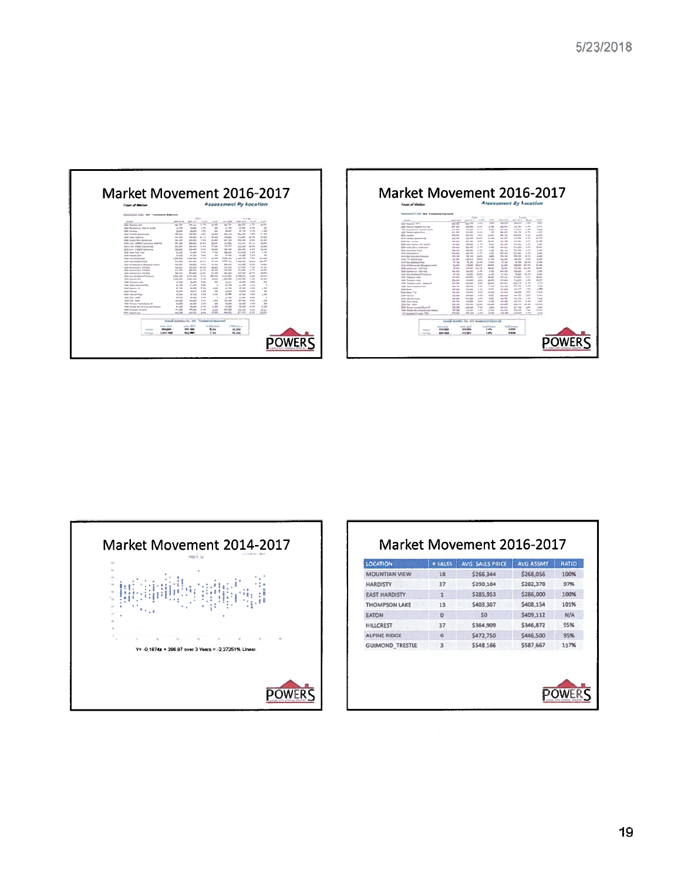## Market Movement 2016-2017

Town of Madison — *Assessment By Location*

## Market Movement 2016-2017

Town of Madison — *Assessment By Location*

## Market Movement 2014-2017

Y= -0.1874x + 296.87 over 3 Years = -2.27251% Linear

## Market Movement 2016-2017

| LOCATION | # SALES | AVG. SALES PRICE | AVG ASSMT | RATIO |
|---|---|---|---|---|
| MOUNTIAN VIEW | 18 | $266,344 | $268,056 | 100% |
| HARDISTY | 37 | $290,104 | $282,378 | 97% |
| EAST HARDISTY | 1 | $285,953 | $286,000 | 100% |
| THOMPSON LAKE | 13 | $403,307 | $408,154 | 101% |
| EATON | 0 | $0 | $409,112 | N/A |
| HILLCREST | 37 | $364,909 | $346,872 | 95% |
| ALPINE RIDGE | 6 | $472,750 | $446,500 | 95% |
| GUIMOND_TRESTLE | 3 | $548,166 | $587,667 | 107% |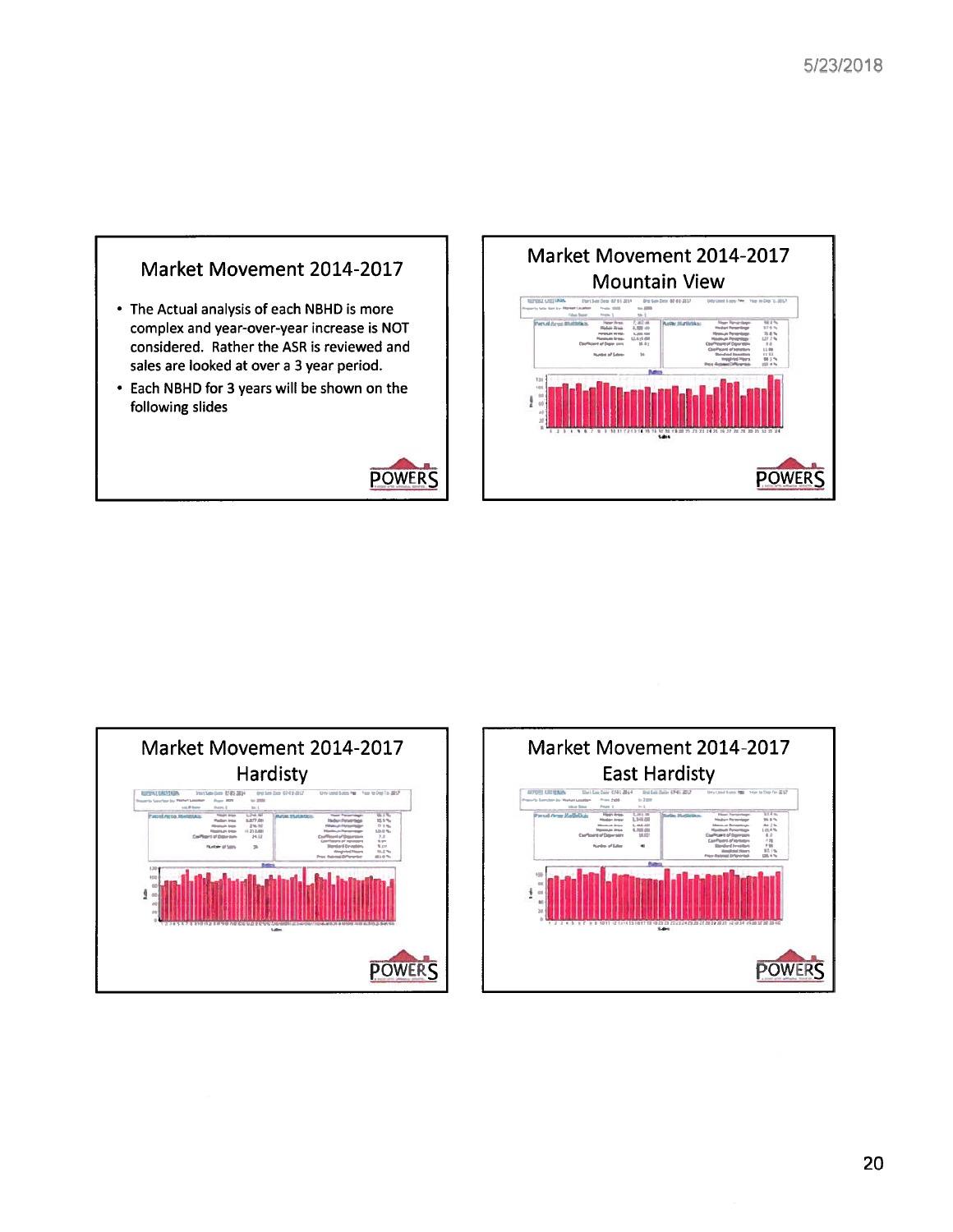## Market Movement 2014-2017

- The Actual analysis of each NBHD is more complex and year-over-year increase is NOT considered. Rather the ASR is reviewed and sales are looked at over a 3 year period.
- Each NBHD for 3 years will be shown on the following slides

POWERS

## Market Movement 2014-2017 Mountain View

POWERS

## Market Movement 2014-2017 Hardisty

POWERS

## Market Movement 2014-2017 East Hardisty

POWERS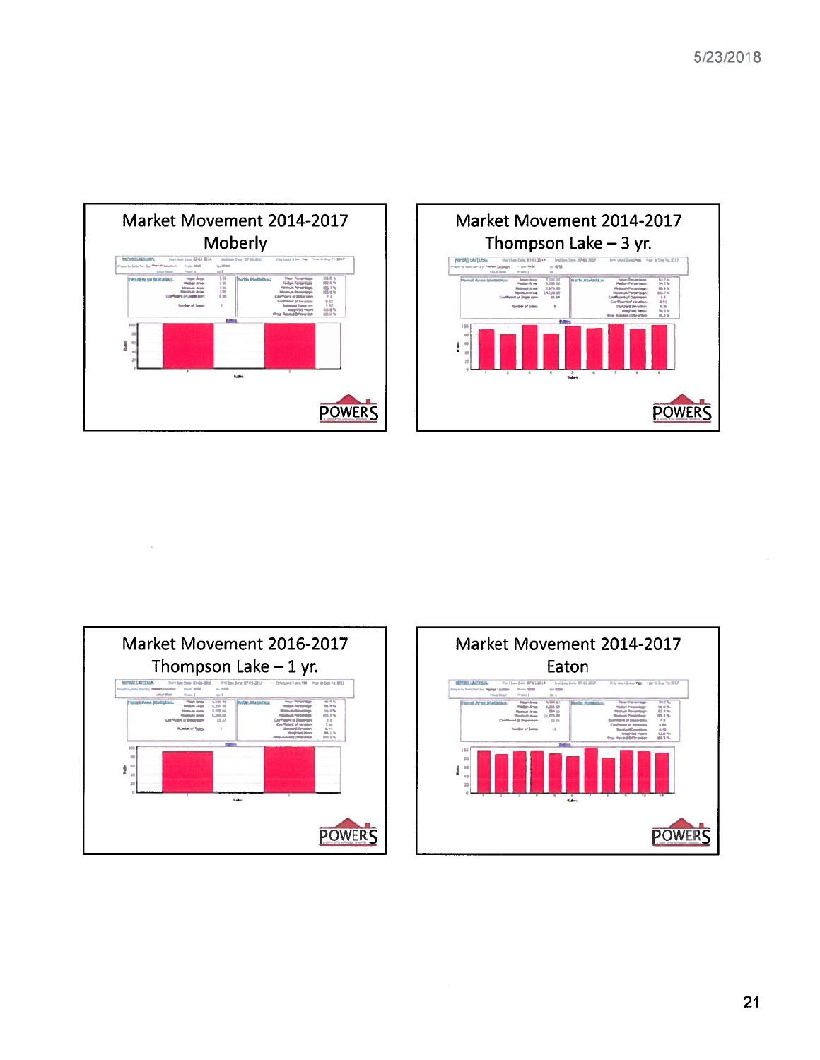## Market Movement 2014-2017 Moberly

## Market Movement 2014-2017 Thompson Lake – 3 yr.

## Market Movement 2016-2017 Thompson Lake – 1 yr.

## Market Movement 2014-2017 Eaton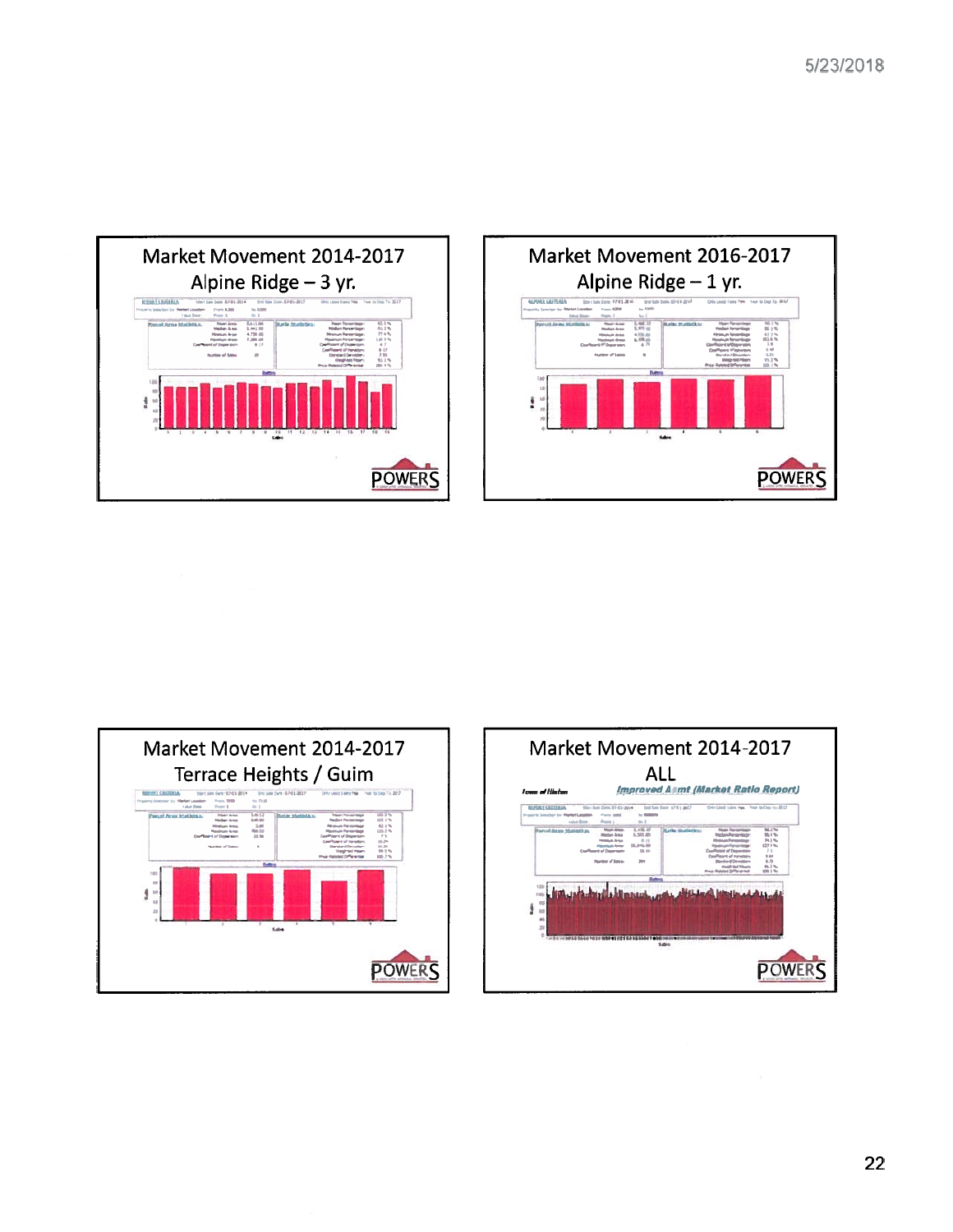## Market Movement 2014-2017
## Alpine Ridge – 3 yr.

POWERS

## Market Movement 2016-2017
## Alpine Ridge – 1 yr.

POWERS

## Market Movement 2014-2017
## Terrace Heights / Guim

POWERS

## Market Movement 2014-2017
## ALL

*Town of Hinton* — *Improved Asmt (Market Ratio Report)*

POWERS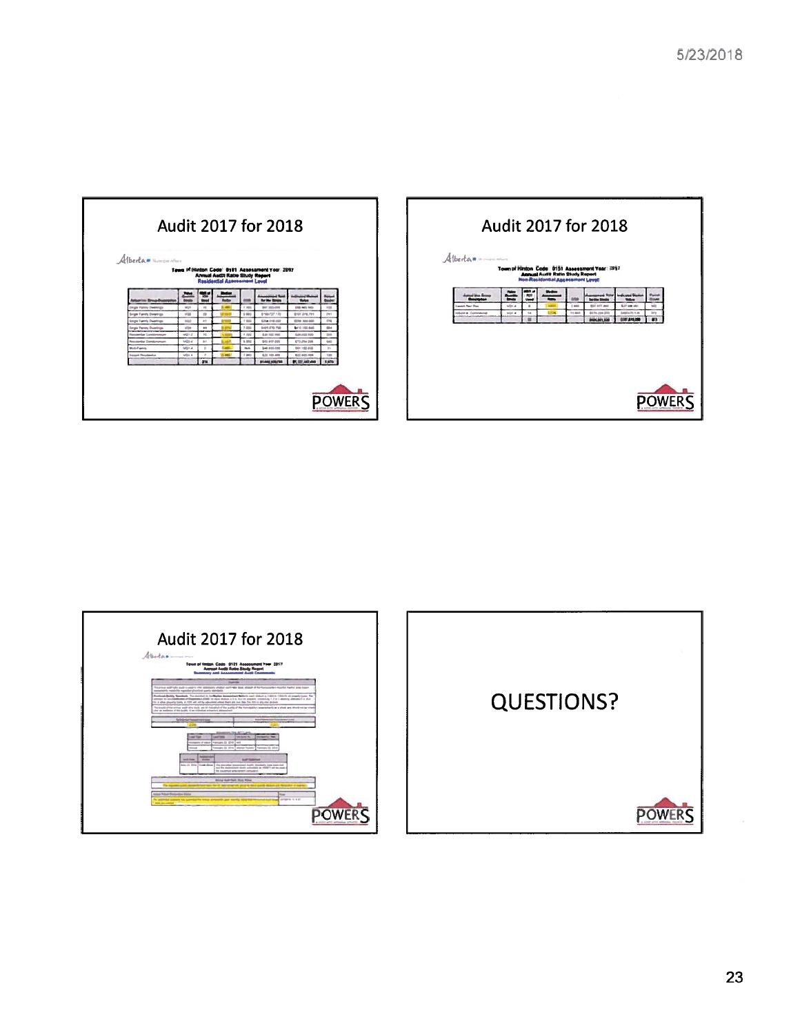## Audit 2017 for 2018

Town of Hinton Code: 0151 Assessment Year: 2017
Annual Audit Ratio Study Report
Residential Assessment Level

POWERS

## Audit 2017 for 2018

Town of Hinton Code: 0151 Assessment Year: 2017
Annual Audit Ratio Study Report
Non-Residential Assessment Level

POWERS

## Audit 2017 for 2018

Town of Hinton Code: 0151 Assessment Year: 2017
Annual Audit Ratio Study Report
Summary and Assessment Audit Comments

POWERS

## QUESTIONS?

POWERS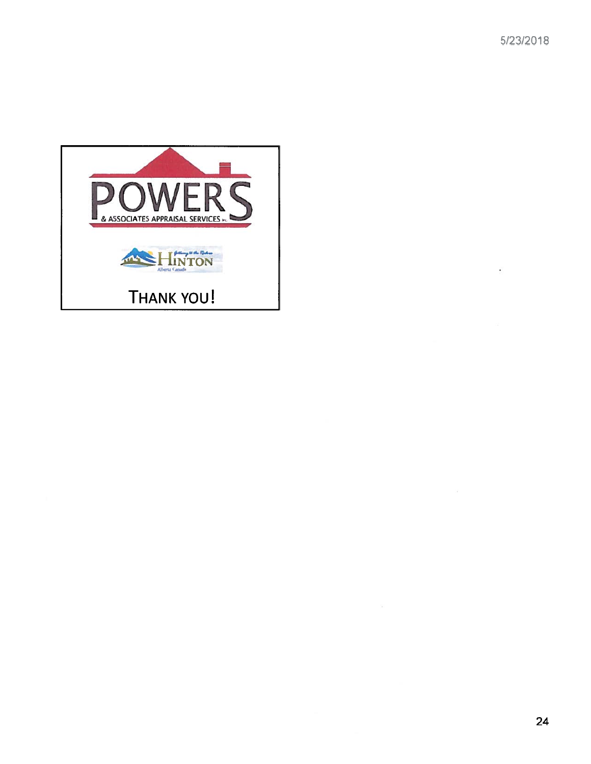POWERS

& ASSOCIATES APPRAISAL SERVICES Inc.

HINTON

Alberta Canada

THANK YOU!